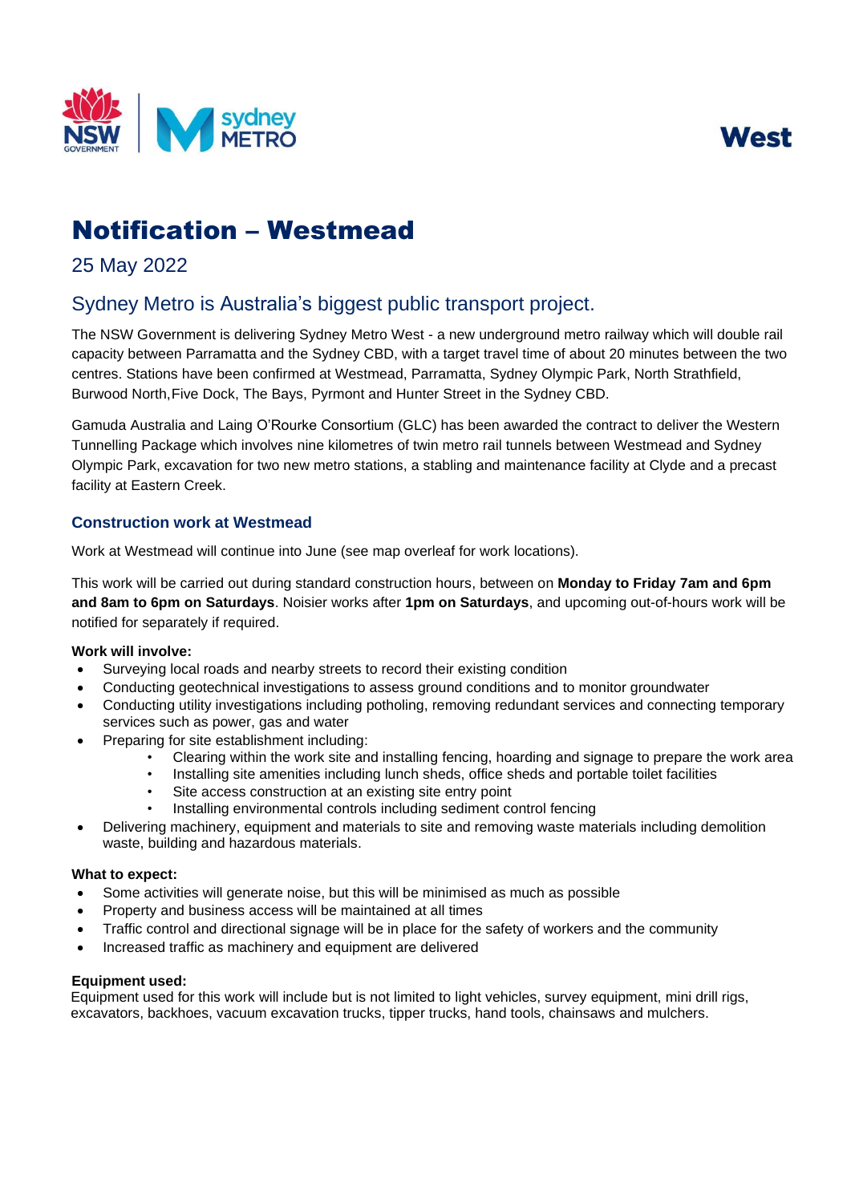West

# Notification – Westmead

25 May 2022

## Sydney Metro is Australia's biggest public transport project.

The NSW Government is delivering Sydney Metro West - a new underground metro railway which will double rail capacity between Parramatta and the Sydney CBD, with a target travel time of about 20 minutes between the two centres. Stations have been confirmed at Westmead, Parramatta, Sydney Olympic Park, North Strathfield, Burwood North, Five Dock, The Bays, Pyrmont and Hunter Street in the Sydney CBD.

Gamuda Australia and Laing O'Rourke Consortium (GLC) has been awarded the contract to deliver the Western Tunnelling Package which involves nine kilometres of twin metro rail tunnels between Westmead and Sydney Olympic Park, excavation for two new metro stations, a stabling and maintenance facility at Clyde and a precast facility at Eastern Creek.

### Construction work at Westmead

Work at Westmead will continue into June (see map overleaf for work locations).

This work will be carried out during standard construction hours, between on **Monday to Friday 7am and 6pm and 8am to 6pm on Saturdays**. Noisier works after **1pm on Saturdays**, and upcoming out-of-hours work will be notified for separately if required.

**Work will involve:**

- Surveying local roads and nearby streets to record their existing condition
- Conducting geotechnical investigations to assess ground conditions and to monitor groundwater
- Conducting utility investigations including potholing, removing redundant services and connecting temporary services such as power, gas and water
- Preparing for site establishment including:
  - Clearing within the work site and installing fencing, hoarding and signage to prepare the work area
  - Installing site amenities including lunch sheds, office sheds and portable toilet facilities
  - Site access construction at an existing site entry point
  - Installing environmental controls including sediment control fencing
- Delivering machinery, equipment and materials to site and removing waste materials including demolition waste, building and hazardous materials.

**What to expect:**

- Some activities will generate noise, but this will be minimised as much as possible
- Property and business access will be maintained at all times
- Traffic control and directional signage will be in place for the safety of workers and the community
- Increased traffic as machinery and equipment are delivered

**Equipment used:**

Equipment used for this work will include but is not limited to light vehicles, survey equipment, mini drill rigs, excavators, backhoes, vacuum excavation trucks, tipper trucks, hand tools, chainsaws and mulchers.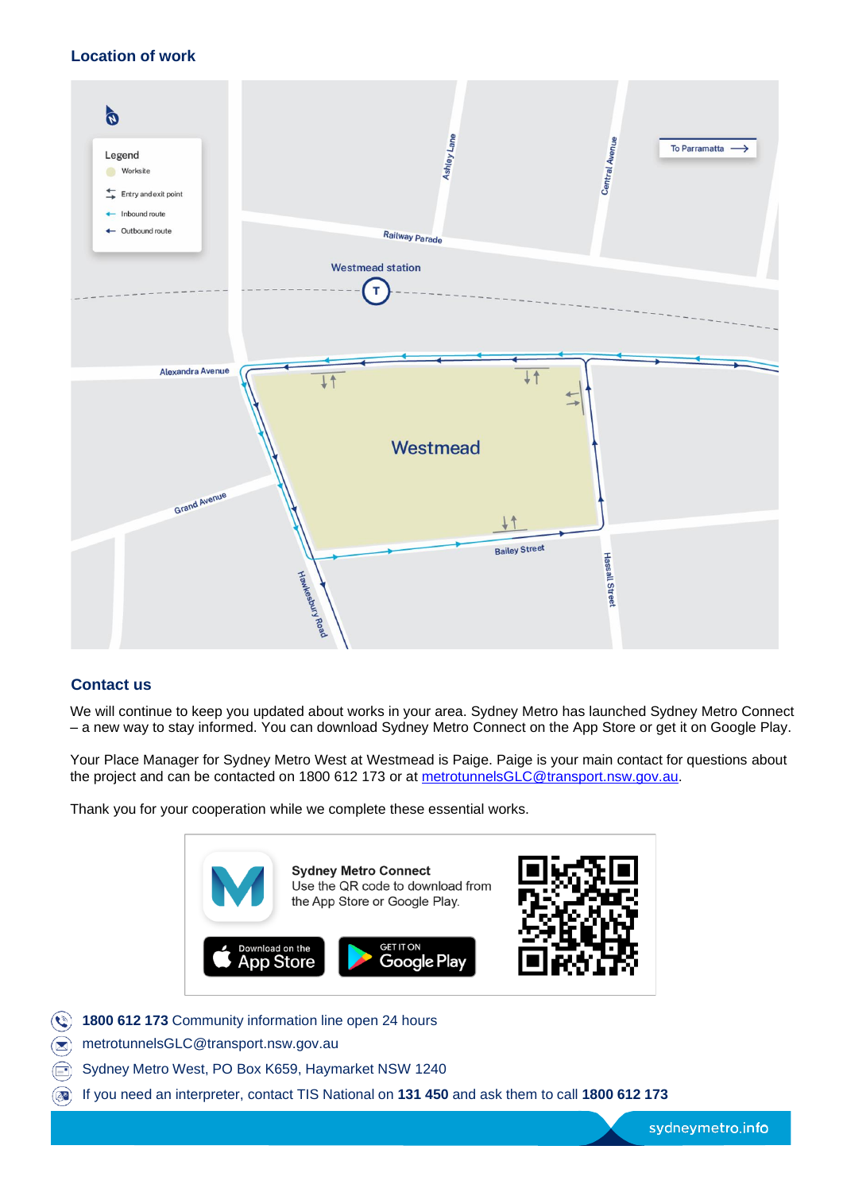## Location of work

Legend
Worksite
Entry and exit point
Inbound route
Outbound route

To Parramatta

Ashley Lane

Central Avenue

Railway Parade

Westmead station

Alexandra Avenue

Westmead

Grand Avenue

Bailey Street

Hassall Street

Hawkesbury Road

## Contact us

We will continue to keep you updated about works in your area. Sydney Metro has launched Sydney Metro Connect – a new way to stay informed. You can download Sydney Metro Connect on the App Store or get it on Google Play.

Your Place Manager for Sydney Metro West at Westmead is Paige. Paige is your main contact for questions about the project and can be contacted on 1800 612 173 or at metrotunnelsGLC@transport.nsw.gov.au.

Thank you for your cooperation while we complete these essential works.

**Sydney Metro Connect**
Use the QR code to download from the App Store or Google Play.

Download on the App Store

GET IT ON Google Play

**1800 612 173** Community information line open 24 hours

metrotunnelsGLC@transport.nsw.gov.au

Sydney Metro West, PO Box K659, Haymarket NSW 1240

If you need an interpreter, contact TIS National on **131 450** and ask them to call **1800 612 173**

sydneymetro.info